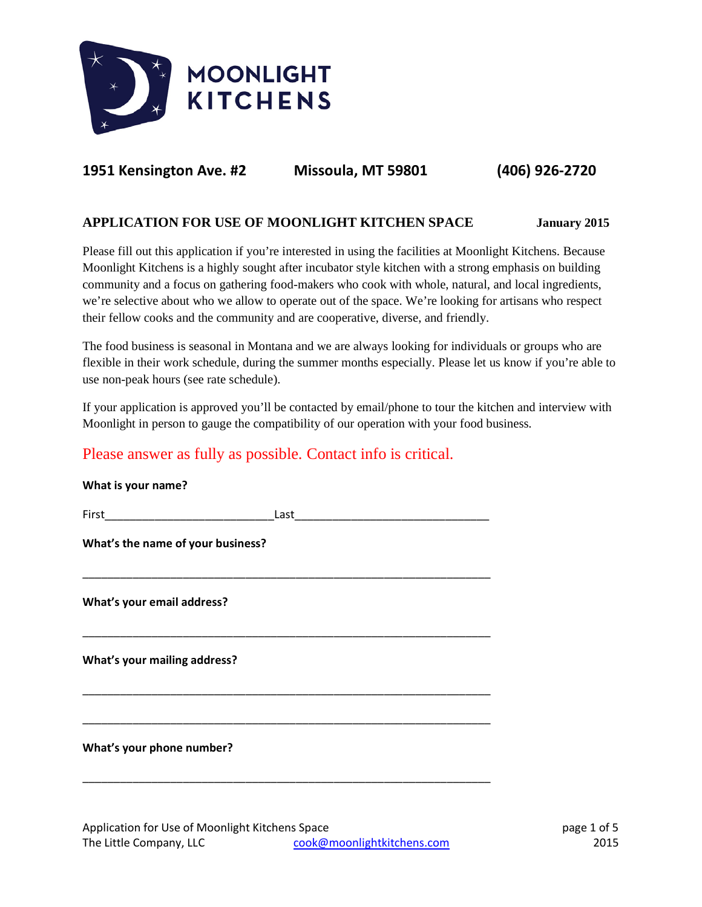**MOONLIGHT KITCHENS**

**1951 Kensington Ave. #2 Missoula, MT 59801 (406) 926-2720**

## APPLICATION FOR USE OF MOONLIGHT KITCHEN SPACE

**January 2015**

Please fill out this application if you're interested in using the facilities at Moonlight Kitchens. Because Moonlight Kitchens is a highly sought after incubator style kitchen with a strong emphasis on building community and a focus on gathering food-makers who cook with whole, natural, and local ingredients, we're selective about who we allow to operate out of the space. We're looking for artisans who respect their fellow cooks and the community and are cooperative, diverse, and friendly.

The food business is seasonal in Montana and we are always looking for individuals or groups who are flexible in their work schedule, during the summer months especially. Please let us know if you're able to use non-peak hours (see rate schedule).

If your application is approved you'll be contacted by email/phone to tour the kitchen and interview with Moonlight in person to gauge the compatibility of our operation with your food business.

Please answer as fully as possible. Contact info is critical.

**What is your name?**

First___________________________Last_______________________________

**What's the name of your business?**

_________________________________________________________________

**What's your email address?**

_________________________________________________________________

**What's your mailing address?**

_________________________________________________________________

_________________________________________________________________

**What's your phone number?**

_________________________________________________________________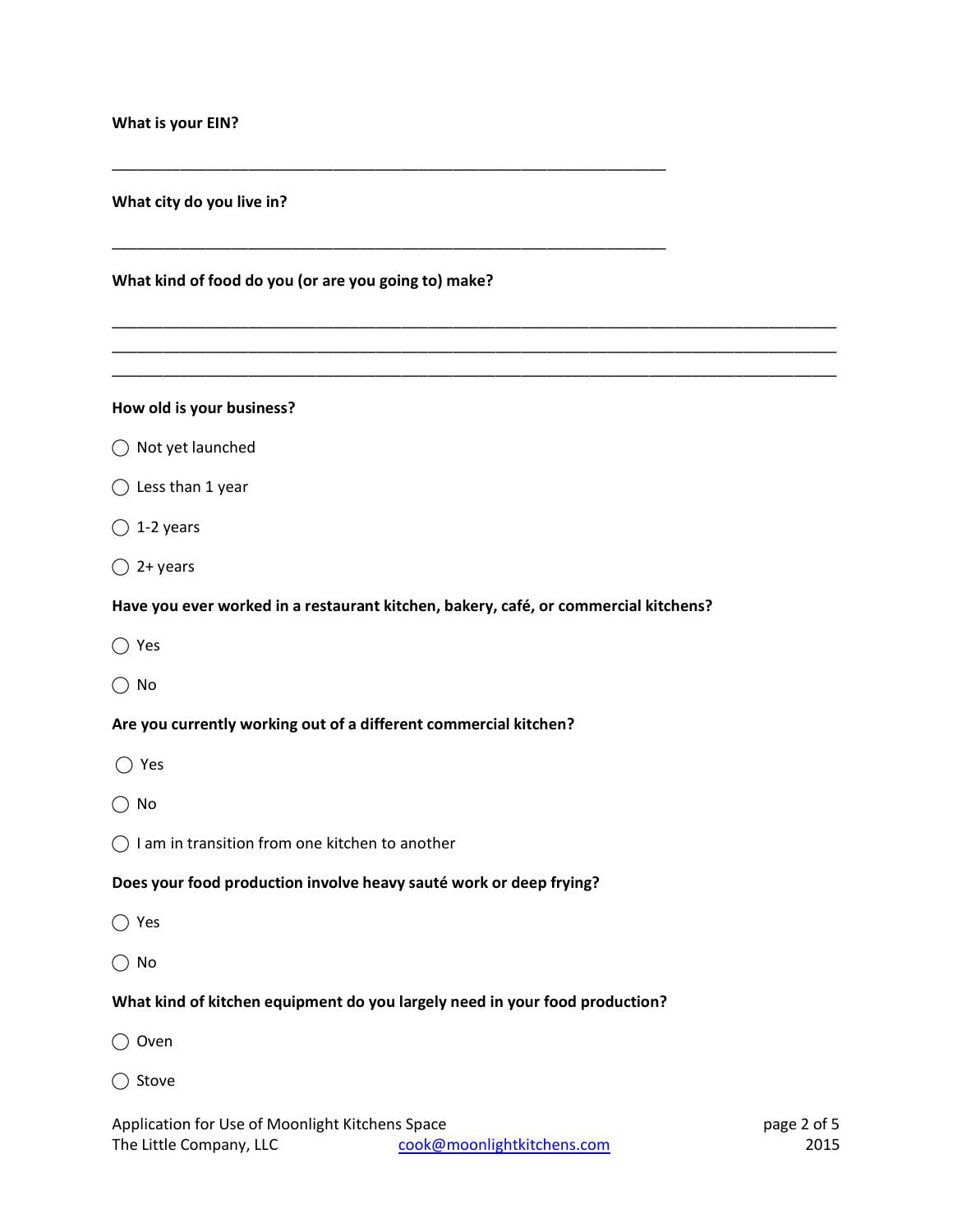**What is your EIN?**

\_\_\_\_\_\_\_\_\_\_\_\_\_\_\_\_\_\_\_\_\_\_\_\_\_\_\_\_\_\_\_\_\_\_\_\_\_\_\_\_\_\_\_\_\_\_\_\_\_\_\_\_\_\_\_\_\_\_\_\_\_\_\_\_

**What city do you live in?**

\_\_\_\_\_\_\_\_\_\_\_\_\_\_\_\_\_\_\_\_\_\_\_\_\_\_\_\_\_\_\_\_\_\_\_\_\_\_\_\_\_\_\_\_\_\_\_\_\_\_\_\_\_\_\_\_\_\_\_\_\_\_\_\_

**What kind of food do you (or are you going to) make?**

\_\_\_\_\_\_\_\_\_\_\_\_\_\_\_\_\_\_\_\_\_\_\_\_\_\_\_\_\_\_\_\_\_\_\_\_\_\_\_\_\_\_\_\_\_\_\_\_\_\_\_\_\_\_\_\_\_\_\_\_\_\_\_\_\_\_\_\_\_\_\_\_\_\_\_\_\_\_\_\_\_\_\_\_\_\_\_\_

\_\_\_\_\_\_\_\_\_\_\_\_\_\_\_\_\_\_\_\_\_\_\_\_\_\_\_\_\_\_\_\_\_\_\_\_\_\_\_\_\_\_\_\_\_\_\_\_\_\_\_\_\_\_\_\_\_\_\_\_\_\_\_\_\_\_\_\_\_\_\_\_\_\_\_\_\_\_\_\_\_\_\_\_\_\_\_\_

\_\_\_\_\_\_\_\_\_\_\_\_\_\_\_\_\_\_\_\_\_\_\_\_\_\_\_\_\_\_\_\_\_\_\_\_\_\_\_\_\_\_\_\_\_\_\_\_\_\_\_\_\_\_\_\_\_\_\_\_\_\_\_\_\_\_\_\_\_\_\_\_\_\_\_\_\_\_\_\_\_\_\_\_\_\_\_\_

**How old is your business?**

◯ Not yet launched

◯ Less than 1 year

◯ 1-2 years

◯ 2+ years

**Have you ever worked in a restaurant kitchen, bakery, café, or commercial kitchens?**

◯ Yes

◯ No

**Are you currently working out of a different commercial kitchen?**

◯ Yes

◯ No

◯ I am in transition from one kitchen to another

**Does your food production involve heavy sauté work or deep frying?**

◯ Yes

◯ No

**What kind of kitchen equipment do you largely need in your food production?**

◯ Oven

◯ Stove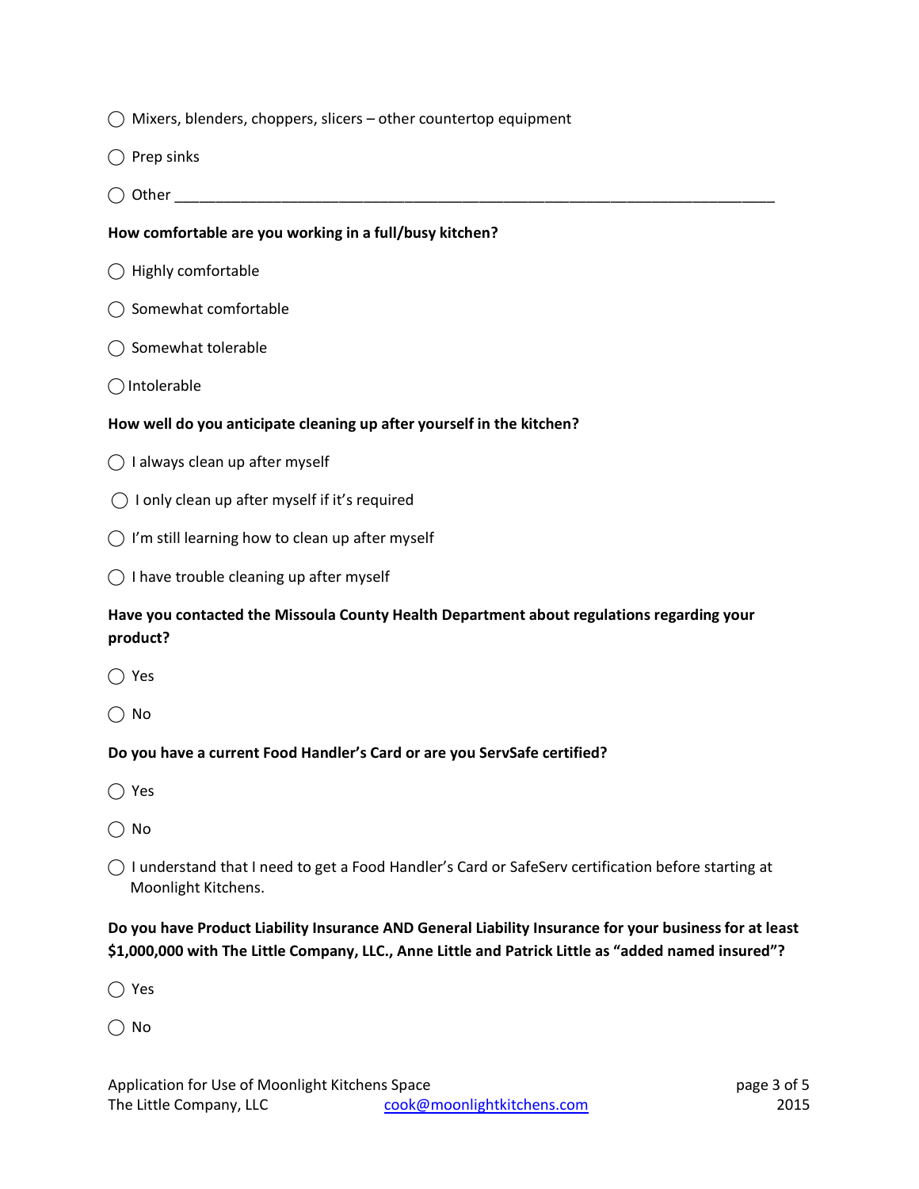◯ Mixers, blenders, choppers, slicers – other countertop equipment

◯ Prep sinks

◯ Other ________________________________________________________________________

**How comfortable are you working in a full/busy kitchen?**

◯ Highly comfortable

◯ Somewhat comfortable

◯ Somewhat tolerable

◯ Intolerable

**How well do you anticipate cleaning up after yourself in the kitchen?**

◯ I always clean up after myself

◯ I only clean up after myself if it's required

◯ I'm still learning how to clean up after myself

◯ I have trouble cleaning up after myself

**Have you contacted the Missoula County Health Department about regulations regarding your product?**

◯ Yes

◯ No

**Do you have a current Food Handler's Card or are you ServSafe certified?**

◯ Yes

◯ No

◯ I understand that I need to get a Food Handler's Card or SafeServ certification before starting at Moonlight Kitchens.

**Do you have Product Liability Insurance AND General Liability Insurance for your business for at least $1,000,000 with The Little Company, LLC., Anne Little and Patrick Little as "added named insured"?**

◯ Yes

◯ No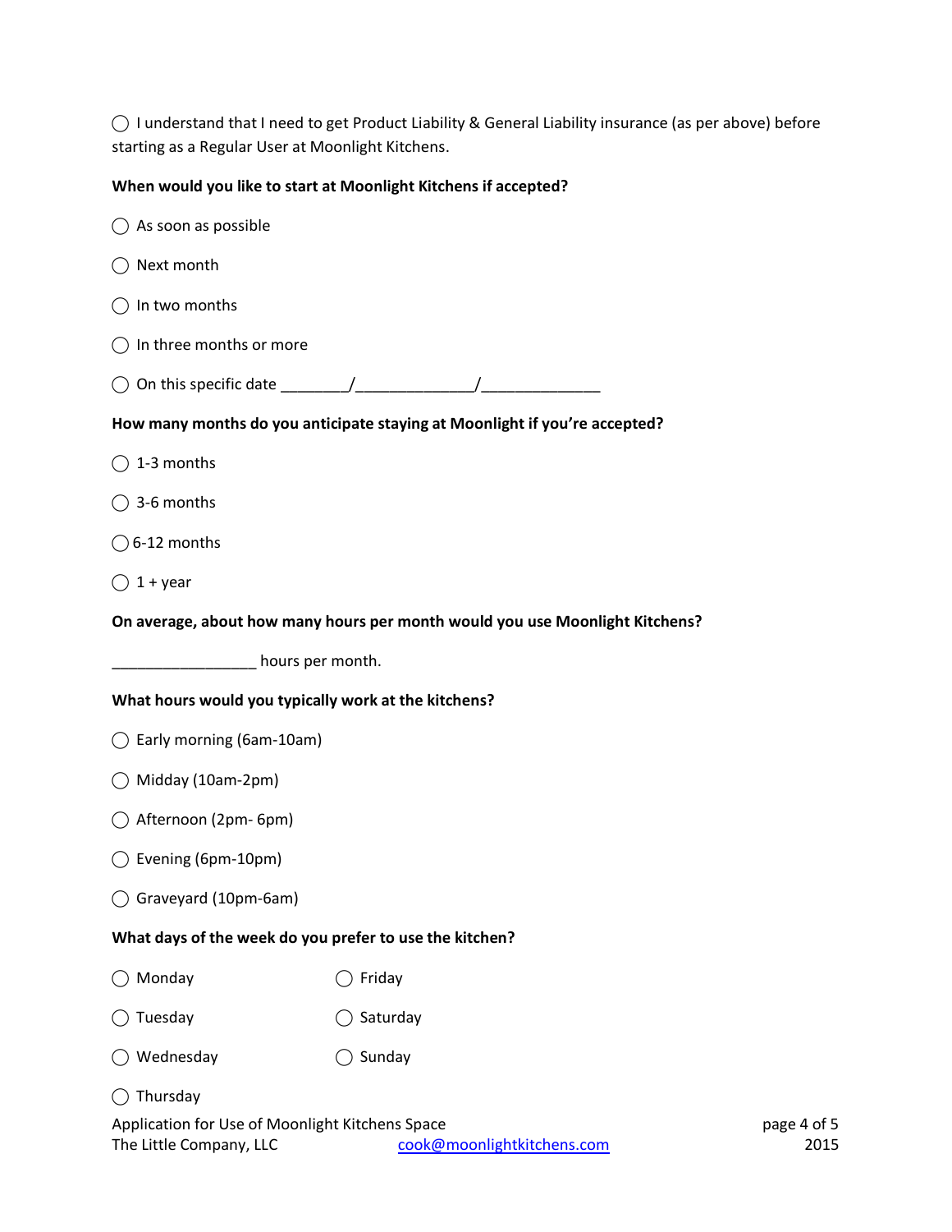◯ I understand that I need to get Product Liability & General Liability insurance (as per above) before starting as a Regular User at Moonlight Kitchens.

**When would you like to start at Moonlight Kitchens if accepted?**

◯ As soon as possible

◯ Next month

◯ In two months

◯ In three months or more

◯ On this specific date ________/______________/______________

**How many months do you anticipate staying at Moonlight if you're accepted?**

◯ 1-3 months

◯ 3-6 months

◯ 6-12 months

◯ 1 + year

**On average, about how many hours per month would you use Moonlight Kitchens?**

_________________ hours per month.

**What hours would you typically work at the kitchens?**

◯ Early morning (6am-10am)

◯ Midday (10am-2pm)

◯ Afternoon (2pm- 6pm)

◯ Evening (6pm-10pm)

◯ Graveyard (10pm-6am)

**What days of the week do you prefer to use the kitchen?**

◯ Monday

◯ Tuesday

◯ Wednesday

◯ Thursday

◯ Friday

◯ Saturday

◯ Sunday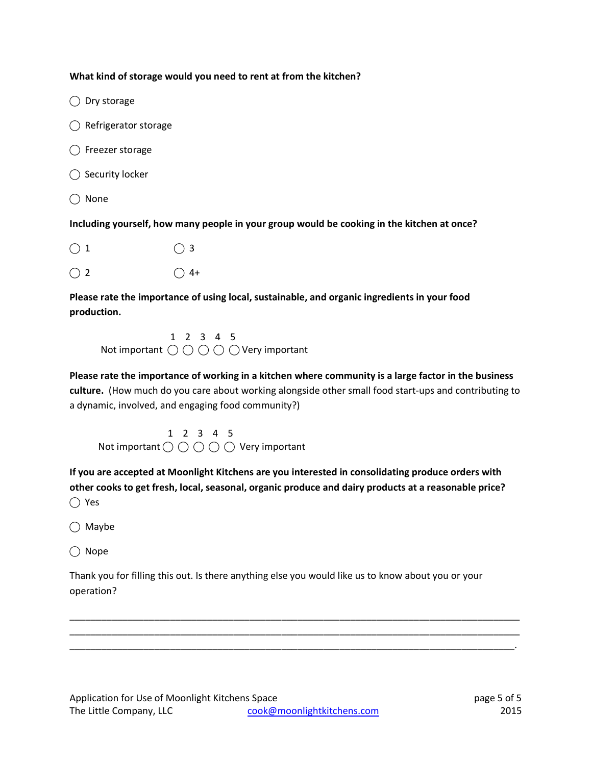**What kind of storage would you need to rent at from the kitchen?**

◯ Dry storage

◯ Refrigerator storage

◯ Freezer storage

◯ Security locker

◯ None

**Including yourself, how many people in your group would be cooking in the kitchen at once?**

◯ 1　　◯ 3

◯ 2　　◯ 4+

**Please rate the importance of using local, sustainable, and organic ingredients in your food production.**

| | 1 | 2 | 3 | 4 | 5 | |
|---|---|---|---|---|---|---|
| Not important | ◯ | ◯ | ◯ | ◯ | ◯ | Very important |

**Please rate the importance of working in a kitchen where community is a large factor in the business culture.** (How much do you care about working alongside other small food start-ups and contributing to a dynamic, involved, and engaging food community?)

| | 1 | 2 | 3 | 4 | 5 | |
|---|---|---|---|---|---|---|
| Not important | ◯ | ◯ | ◯ | ◯ | ◯ | Very important |

**If you are accepted at Moonlight Kitchens are you interested in consolidating produce orders with other cooks to get fresh, local, seasonal, organic produce and dairy products at a reasonable price?**

◯ Yes

◯ Maybe

◯ Nope

Thank you for filling this out. Is there anything else you would like us to know about you or your operation?

\_\_\_\_\_\_\_\_\_\_\_\_\_\_\_\_\_\_\_\_\_\_\_\_\_\_\_\_\_\_\_\_\_\_\_\_\_\_\_\_\_\_\_\_\_\_\_\_\_\_\_\_\_\_\_\_\_\_\_\_\_\_\_\_\_\_\_\_\_\_\_\_\_\_\_\_\_\_

\_\_\_\_\_\_\_\_\_\_\_\_\_\_\_\_\_\_\_\_\_\_\_\_\_\_\_\_\_\_\_\_\_\_\_\_\_\_\_\_\_\_\_\_\_\_\_\_\_\_\_\_\_\_\_\_\_\_\_\_\_\_\_\_\_\_\_\_\_\_\_\_\_\_\_\_\_\_

\_\_\_\_\_\_\_\_\_\_\_\_\_\_\_\_\_\_\_\_\_\_\_\_\_\_\_\_\_\_\_\_\_\_\_\_\_\_\_\_\_\_\_\_\_\_\_\_\_\_\_\_\_\_\_\_\_\_\_\_\_\_\_\_\_\_\_\_\_\_\_\_\_\_\_\_\_.

Application for Use of Moonlight Kitchens Space
The Little Company, LLC　　cook@moonlightkitchens.com　　2015